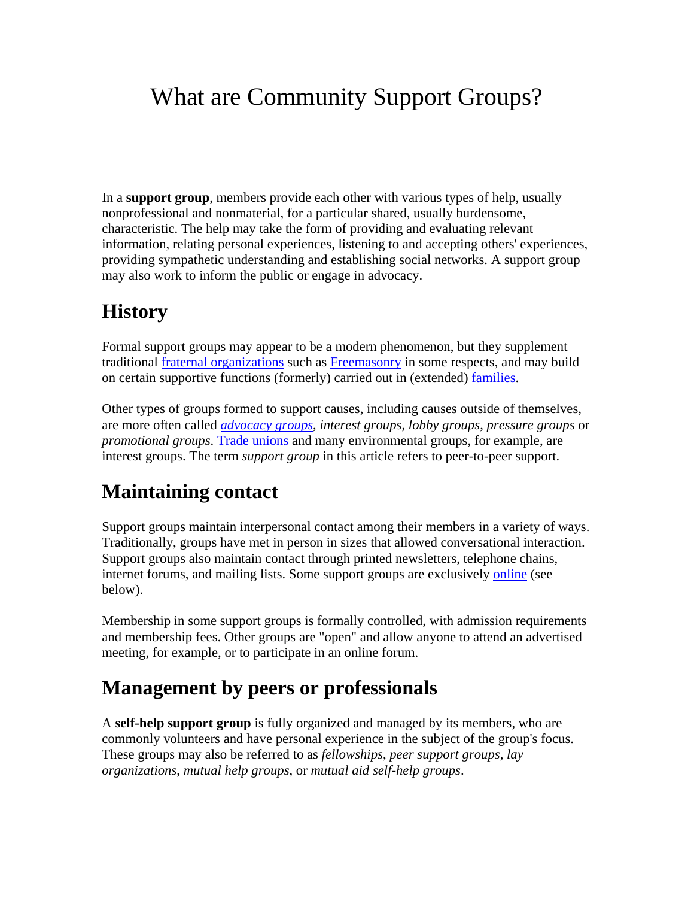# What are Community Support Groups?

In a **support group**, members provide each other with various types of help, usually nonprofessional and nonmaterial, for a particular shared, usually burdensome, characteristic. The help may take the form of providing and evaluating relevant information, relating personal experiences, listening to and accepting others' experiences, providing sympathetic understanding and establishing social networks. A support group may also work to inform the public or engage in advocacy.

## History

Formal support groups may appear to be a modern phenomenon, but they supplement traditional fraternal organizations such as Freemasonry in some respects, and may build on certain supportive functions (formerly) carried out in (extended) families.

Other types of groups formed to support causes, including causes outside of themselves, are more often called *advocacy groups*, *interest groups*, *lobby groups*, *pressure groups* or *promotional groups*. Trade unions and many environmental groups, for example, are interest groups. The term *support group* in this article refers to peer-to-peer support.

## Maintaining contact

Support groups maintain interpersonal contact among their members in a variety of ways. Traditionally, groups have met in person in sizes that allowed conversational interaction. Support groups also maintain contact through printed newsletters, telephone chains, internet forums, and mailing lists. Some support groups are exclusively online (see below).

Membership in some support groups is formally controlled, with admission requirements and membership fees. Other groups are "open" and allow anyone to attend an advertised meeting, for example, or to participate in an online forum.

## Management by peers or professionals

A **self-help support group** is fully organized and managed by its members, who are commonly volunteers and have personal experience in the subject of the group's focus. These groups may also be referred to as *fellowships*, *peer support groups*, *lay organizations*, *mutual help groups*, or *mutual aid self-help groups*.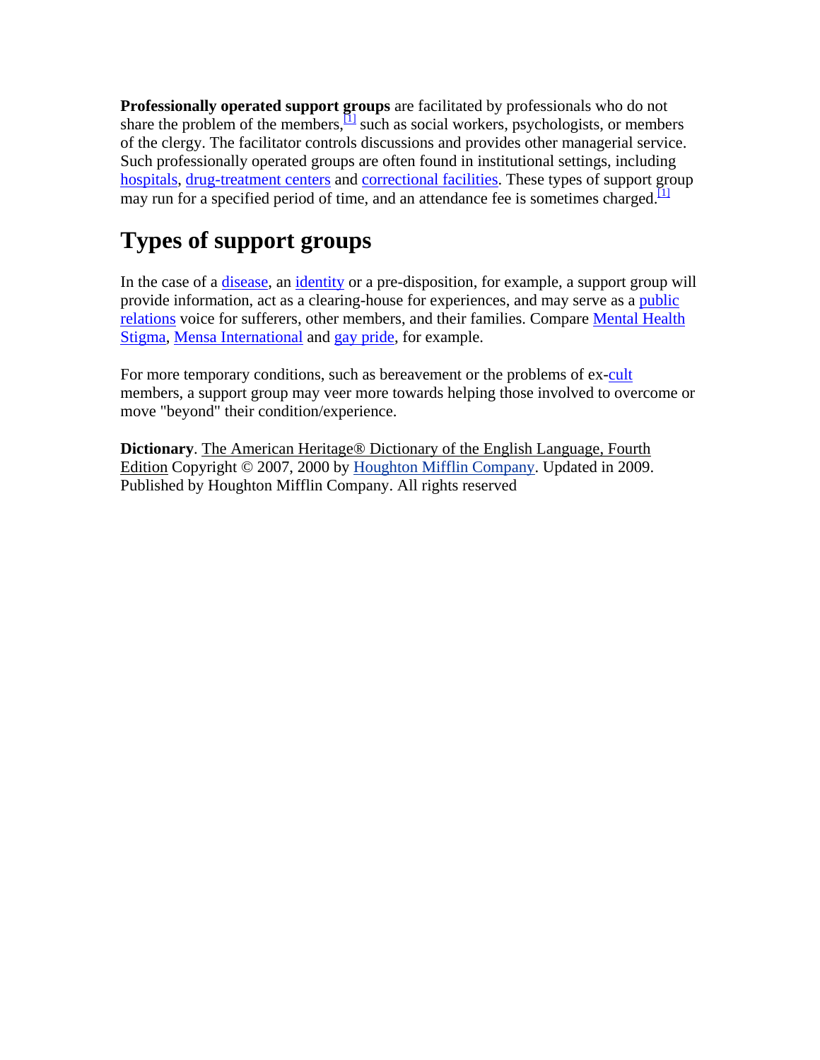**Professionally operated support groups** are facilitated by professionals who do not share the problem of the members,[1] such as social workers, psychologists, or members of the clergy. The facilitator controls discussions and provides other managerial service. Such professionally operated groups are often found in institutional settings, including hospitals, drug-treatment centers and correctional facilities. These types of support group may run for a specified period of time, and an attendance fee is sometimes charged.[1]

## Types of support groups

In the case of a disease, an identity or a pre-disposition, for example, a support group will provide information, act as a clearing-house for experiences, and may serve as a public relations voice for sufferers, other members, and their families. Compare Mental Health Stigma, Mensa International and gay pride, for example.

For more temporary conditions, such as bereavement or the problems of ex-cult members, a support group may veer more towards helping those involved to overcome or move "beyond" their condition/experience.

**Dictionary**. The American Heritage® Dictionary of the English Language, Fourth Edition Copyright © 2007, 2000 by Houghton Mifflin Company. Updated in 2009. Published by Houghton Mifflin Company. All rights reserved